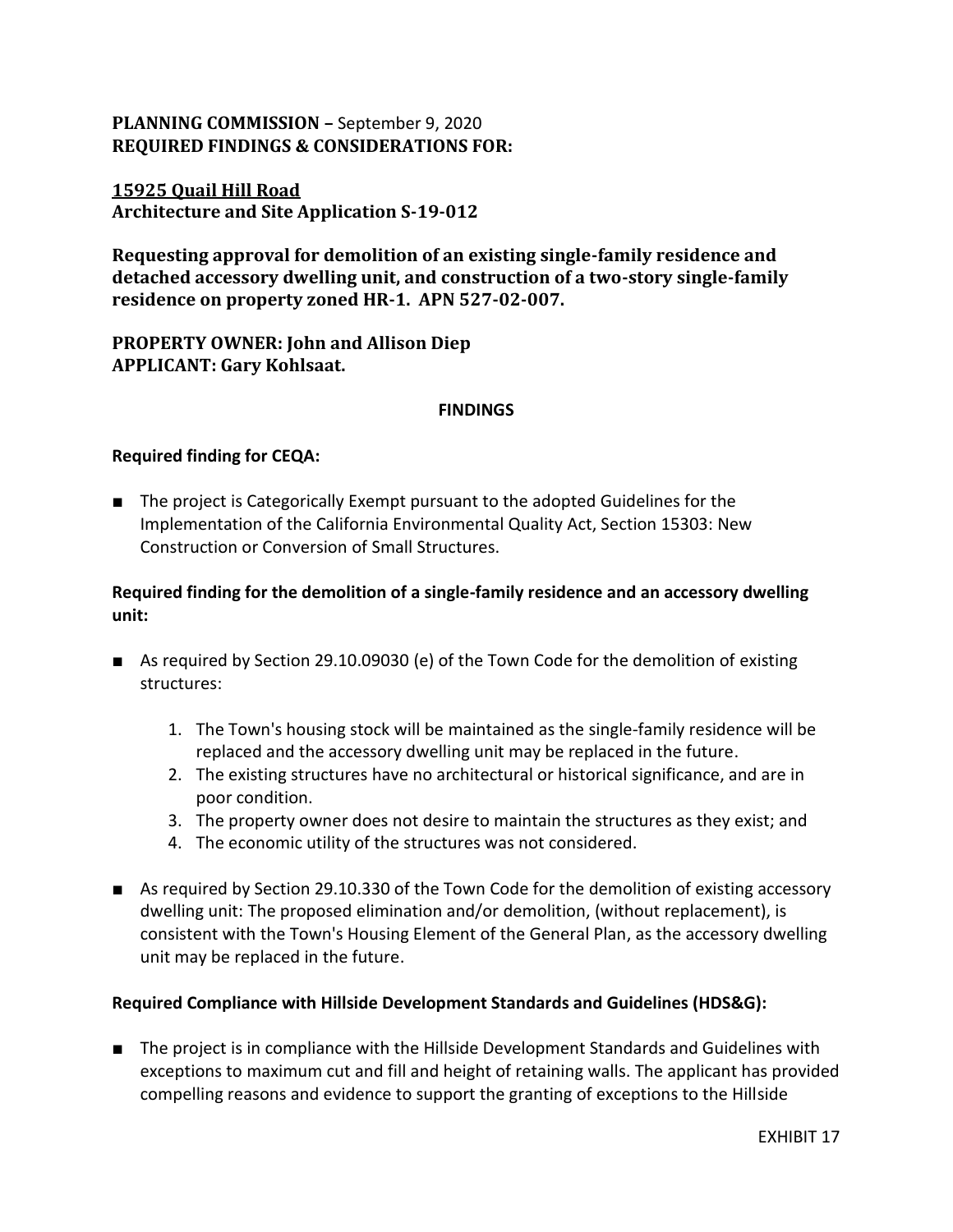**PLANNING COMMISSION –** September 9, 2020
**REQUIRED FINDINGS & CONSIDERATIONS FOR:**

**15925 Quail Hill Road**
**Architecture and Site Application S-19-012**

**Requesting approval for demolition of an existing single-family residence and detached accessory dwelling unit, and construction of a two-story single-family residence on property zoned HR-1. APN 527-02-007.**

**PROPERTY OWNER: John and Allison Diep**
**APPLICANT: Gary Kohlsaat.**

**FINDINGS**

**Required finding for CEQA:**

- The project is Categorically Exempt pursuant to the adopted Guidelines for the Implementation of the California Environmental Quality Act, Section 15303: New Construction or Conversion of Small Structures.

**Required finding for the demolition of a single-family residence and an accessory dwelling unit:**

- As required by Section 29.10.09030 (e) of the Town Code for the demolition of existing structures:
  1. The Town's housing stock will be maintained as the single-family residence will be replaced and the accessory dwelling unit may be replaced in the future.
  2. The existing structures have no architectural or historical significance, and are in poor condition.
  3. The property owner does not desire to maintain the structures as they exist; and
  4. The economic utility of the structures was not considered.

- As required by Section 29.10.330 of the Town Code for the demolition of existing accessory dwelling unit: The proposed elimination and/or demolition, (without replacement), is consistent with the Town's Housing Element of the General Plan, as the accessory dwelling unit may be replaced in the future.

**Required Compliance with Hillside Development Standards and Guidelines (HDS&G):**

- The project is in compliance with the Hillside Development Standards and Guidelines with exceptions to maximum cut and fill and height of retaining walls. The applicant has provided compelling reasons and evidence to support the granting of exceptions to the Hillside

EXHIBIT 17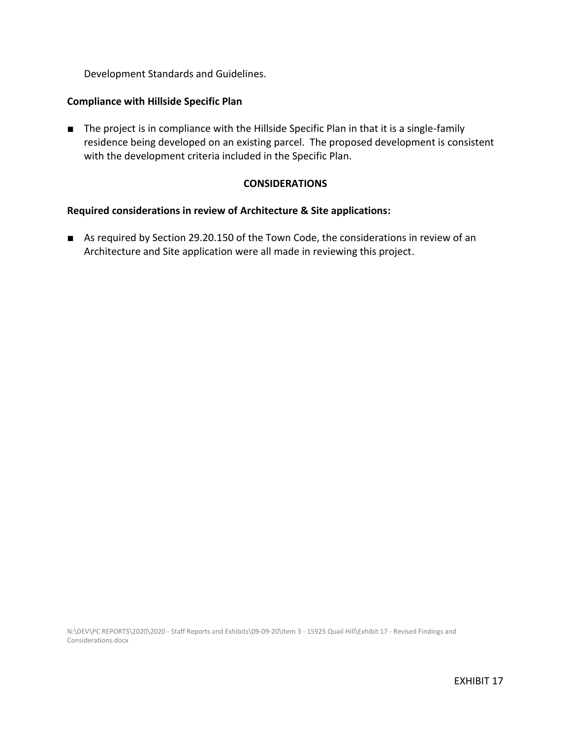Development Standards and Guidelines.

**Compliance with Hillside Specific Plan**

- The project is in compliance with the Hillside Specific Plan in that it is a single-family residence being developed on an existing parcel. The proposed development is consistent with the development criteria included in the Specific Plan.

**CONSIDERATIONS**

**Required considerations in review of Architecture & Site applications:**

- As required by Section 29.20.150 of the Town Code, the considerations in review of an Architecture and Site application were all made in reviewing this project.

N:\DEV\PC REPORTS\2020\2020 - Staff Reports and Exhibits\09-09-20\Item 3 - 15925 Quail Hill\Exhibit 17 - Revised Findings and Considerations.docx

EXHIBIT 17